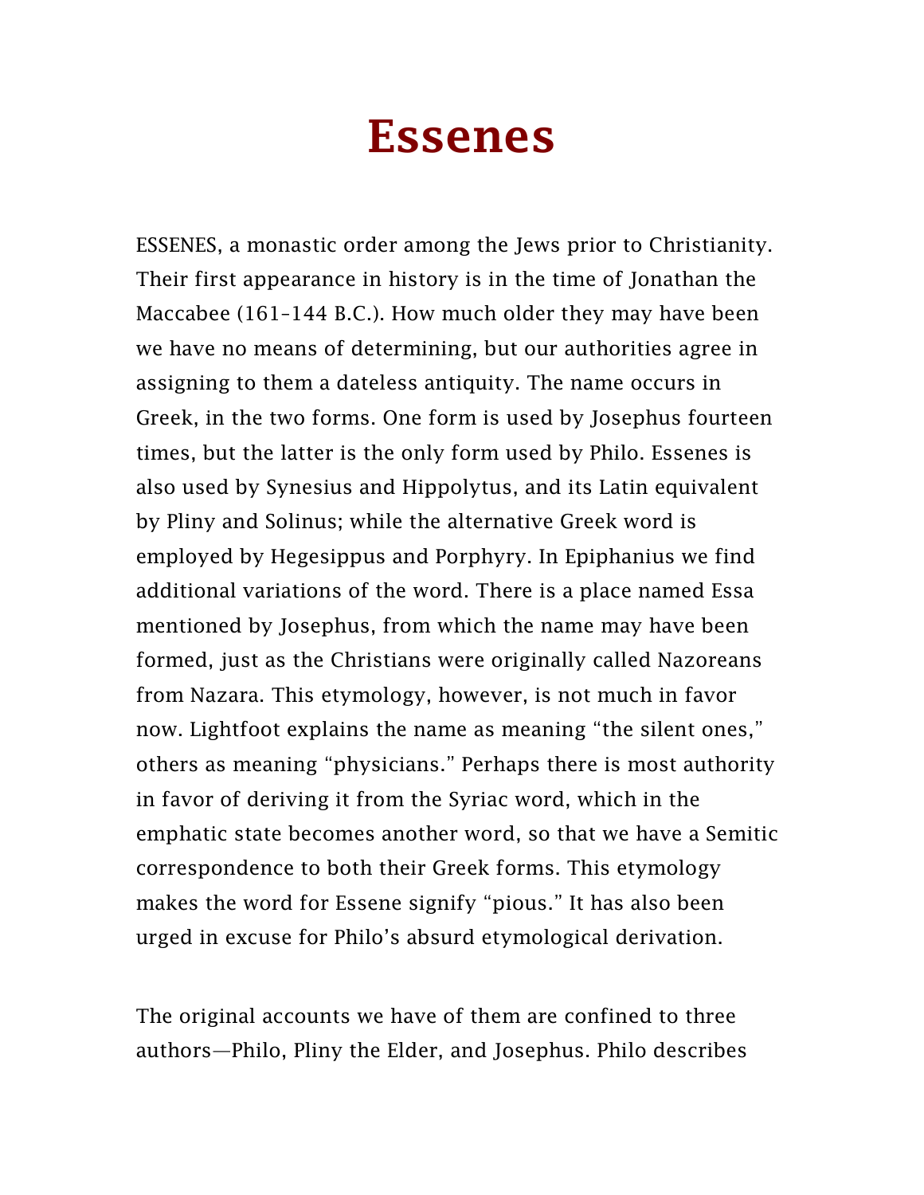# Essenes

ESSENES, a monastic order among the Jews prior to Christianity. Their first appearance in history is in the time of Jonathan the Maccabee (161–144 B.C.). How much older they may have been we have no means of determining, but our authorities agree in assigning to them a dateless antiquity. The name occurs in Greek, in the two forms. One form is used by Josephus fourteen times, but the latter is the only form used by Philo. Essenes is also used by Synesius and Hippolytus, and its Latin equivalent by Pliny and Solinus; while the alternative Greek word is employed by Hegesippus and Porphyry. In Epiphanius we find additional variations of the word. There is a place named Essa mentioned by Josephus, from which the name may have been formed, just as the Christians were originally called Nazoreans from Nazara. This etymology, however, is not much in favor now. Lightfoot explains the name as meaning "the silent ones," others as meaning "physicians." Perhaps there is most authority in favor of deriving it from the Syriac word, which in the emphatic state becomes another word, so that we have a Semitic correspondence to both their Greek forms. This etymology makes the word for Essene signify "pious." It has also been urged in excuse for Philo's absurd etymological derivation.

The original accounts we have of them are confined to three authors—Philo, Pliny the Elder, and Josephus. Philo describes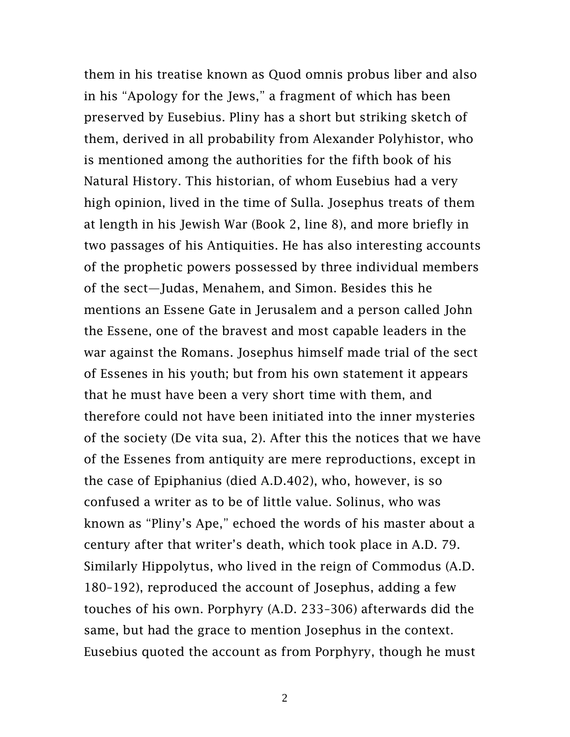them in his treatise known as Quod omnis probus liber and also in his “Apology for the Jews,” a fragment of which has been preserved by Eusebius. Pliny has a short but striking sketch of them, derived in all probability from Alexander Polyhistor, who is mentioned among the authorities for the fifth book of his Natural History. This historian, of whom Eusebius had a very high opinion, lived in the time of Sulla. Josephus treats of them at length in his Jewish War (Book 2, line 8), and more briefly in two passages of his Antiquities. He has also interesting accounts of the prophetic powers possessed by three individual members of the sect—Judas, Menahem, and Simon. Besides this he mentions an Essene Gate in Jerusalem and a person called John the Essene, one of the bravest and most capable leaders in the war against the Romans. Josephus himself made trial of the sect of Essenes in his youth; but from his own statement it appears that he must have been a very short time with them, and therefore could not have been initiated into the inner mysteries of the society (De vita sua, 2). After this the notices that we have of the Essenes from antiquity are mere reproductions, except in the case of Epiphanius (died A.D.402), who, however, is so confused a writer as to be of little value. Solinus, who was known as “Pliny’s Ape,” echoed the words of his master about a century after that writer’s death, which took place in A.D. 79. Similarly Hippolytus, who lived in the reign of Commodus (A.D. 180–192), reproduced the account of Josephus, adding a few touches of his own. Porphyry (A.D. 233–306) afterwards did the same, but had the grace to mention Josephus in the context. Eusebius quoted the account as from Porphyry, though he must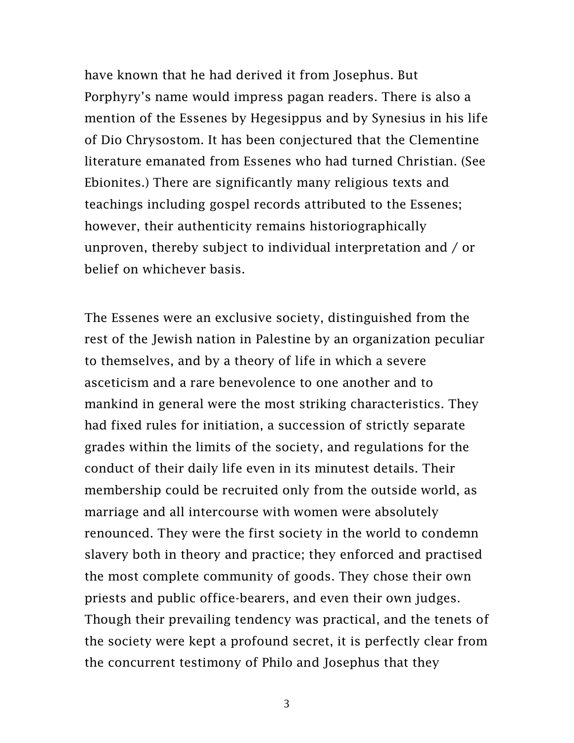have known that he had derived it from Josephus. But Porphyry's name would impress pagan readers. There is also a mention of the Essenes by Hegesippus and by Synesius in his life of Dio Chrysostom. It has been conjectured that the Clementine literature emanated from Essenes who had turned Christian. (See Ebionites.) There are significantly many religious texts and teachings including gospel records attributed to the Essenes; however, their authenticity remains historiographically unproven, thereby subject to individual interpretation and / or belief on whichever basis.

The Essenes were an exclusive society, distinguished from the rest of the Jewish nation in Palestine by an organization peculiar to themselves, and by a theory of life in which a severe asceticism and a rare benevolence to one another and to mankind in general were the most striking characteristics. They had fixed rules for initiation, a succession of strictly separate grades within the limits of the society, and regulations for the conduct of their daily life even in its minutest details. Their membership could be recruited only from the outside world, as marriage and all intercourse with women were absolutely renounced. They were the first society in the world to condemn slavery both in theory and practice; they enforced and practised the most complete community of goods. They chose their own priests and public office-bearers, and even their own judges. Though their prevailing tendency was practical, and the tenets of the society were kept a profound secret, it is perfectly clear from the concurrent testimony of Philo and Josephus that they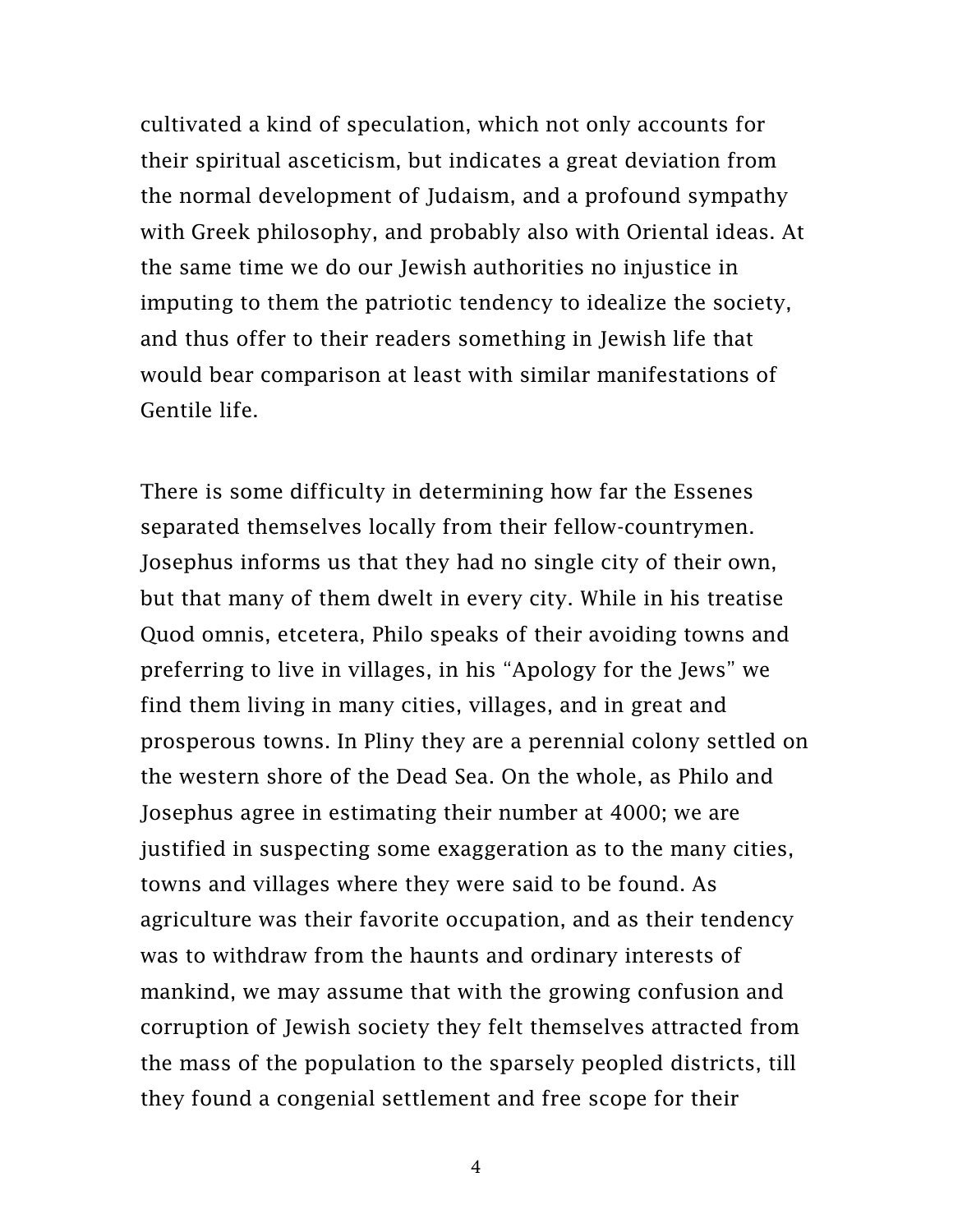cultivated a kind of speculation, which not only accounts for their spiritual asceticism, but indicates a great deviation from the normal development of Judaism, and a profound sympathy with Greek philosophy, and probably also with Oriental ideas. At the same time we do our Jewish authorities no injustice in imputing to them the patriotic tendency to idealize the society, and thus offer to their readers something in Jewish life that would bear comparison at least with similar manifestations of Gentile life.

There is some difficulty in determining how far the Essenes separated themselves locally from their fellow-countrymen. Josephus informs us that they had no single city of their own, but that many of them dwelt in every city. While in his treatise Quod omnis, etcetera, Philo speaks of their avoiding towns and preferring to live in villages, in his "Apology for the Jews" we find them living in many cities, villages, and in great and prosperous towns. In Pliny they are a perennial colony settled on the western shore of the Dead Sea. On the whole, as Philo and Josephus agree in estimating their number at 4000; we are justified in suspecting some exaggeration as to the many cities, towns and villages where they were said to be found. As agriculture was their favorite occupation, and as their tendency was to withdraw from the haunts and ordinary interests of mankind, we may assume that with the growing confusion and corruption of Jewish society they felt themselves attracted from the mass of the population to the sparsely peopled districts, till they found a congenial settlement and free scope for their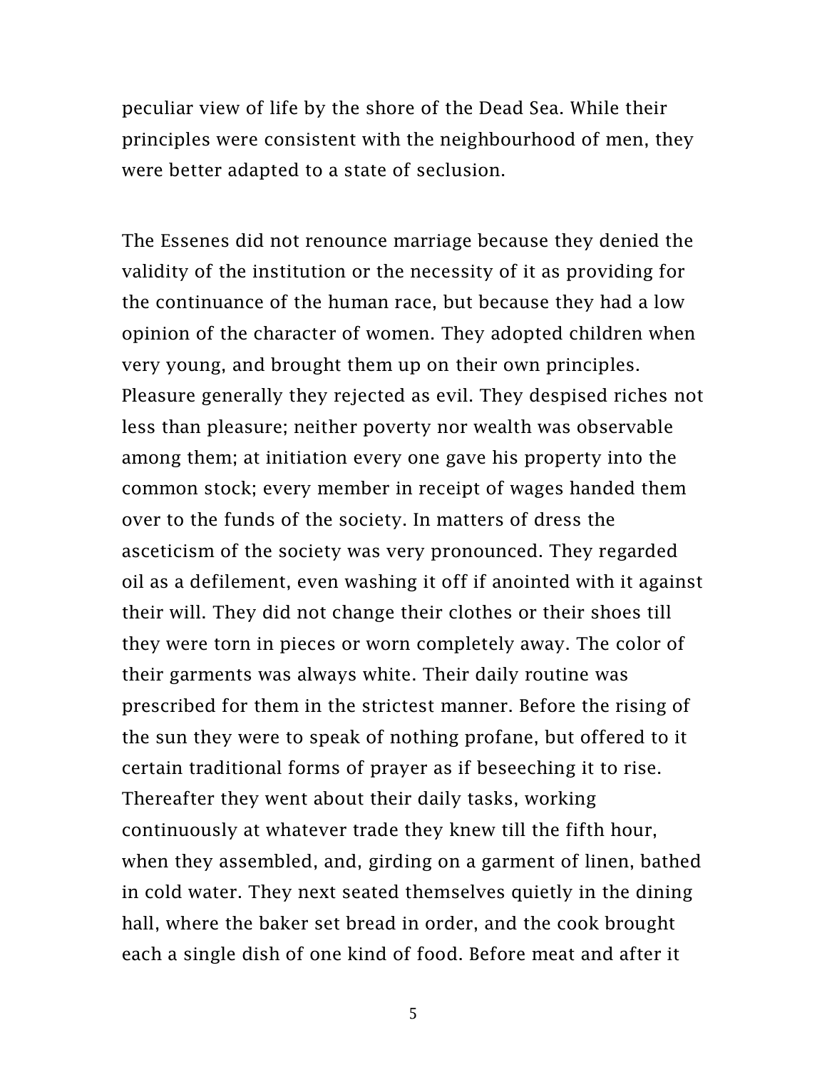peculiar view of life by the shore of the Dead Sea. While their principles were consistent with the neighbourhood of men, they were better adapted to a state of seclusion.

The Essenes did not renounce marriage because they denied the validity of the institution or the necessity of it as providing for the continuance of the human race, but because they had a low opinion of the character of women. They adopted children when very young, and brought them up on their own principles. Pleasure generally they rejected as evil. They despised riches not less than pleasure; neither poverty nor wealth was observable among them; at initiation every one gave his property into the common stock; every member in receipt of wages handed them over to the funds of the society. In matters of dress the asceticism of the society was very pronounced. They regarded oil as a defilement, even washing it off if anointed with it against their will. They did not change their clothes or their shoes till they were torn in pieces or worn completely away. The color of their garments was always white. Their daily routine was prescribed for them in the strictest manner. Before the rising of the sun they were to speak of nothing profane, but offered to it certain traditional forms of prayer as if beseeching it to rise. Thereafter they went about their daily tasks, working continuously at whatever trade they knew till the fifth hour, when they assembled, and, girding on a garment of linen, bathed in cold water. They next seated themselves quietly in the dining hall, where the baker set bread in order, and the cook brought each a single dish of one kind of food. Before meat and after it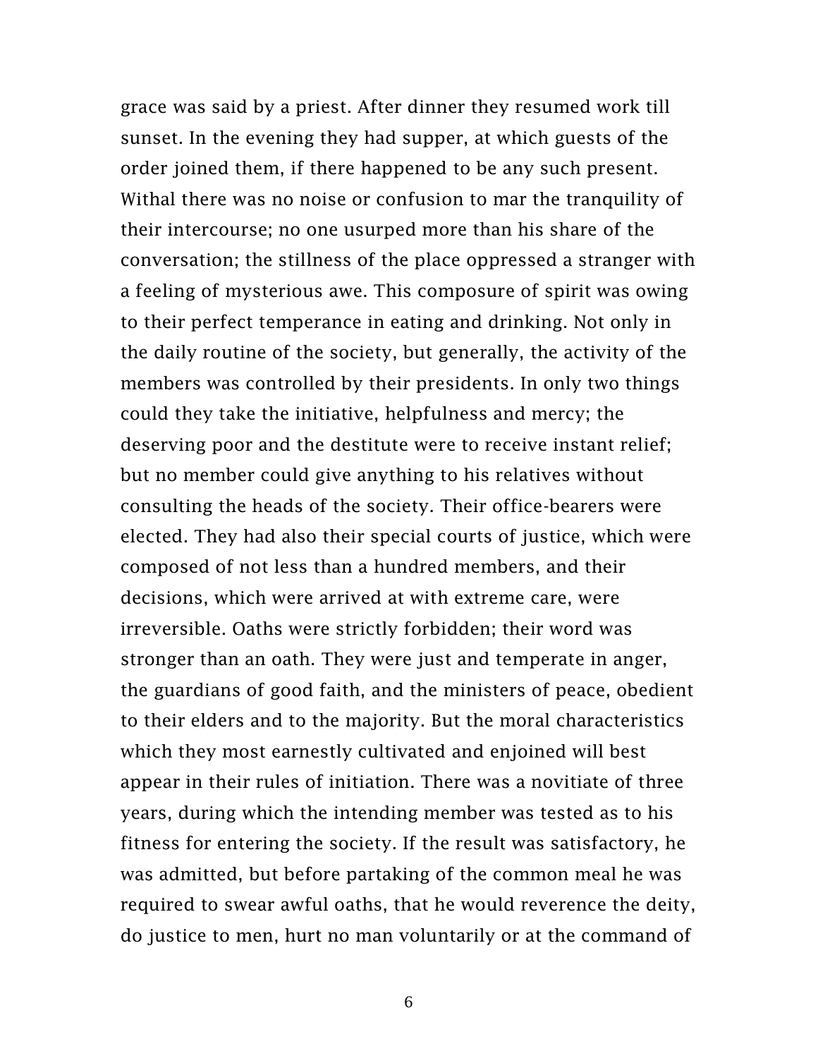grace was said by a priest. After dinner they resumed work till sunset. In the evening they had supper, at which guests of the order joined them, if there happened to be any such present. Withal there was no noise or confusion to mar the tranquility of their intercourse; no one usurped more than his share of the conversation; the stillness of the place oppressed a stranger with a feeling of mysterious awe. This composure of spirit was owing to their perfect temperance in eating and drinking. Not only in the daily routine of the society, but generally, the activity of the members was controlled by their presidents. In only two things could they take the initiative, helpfulness and mercy; the deserving poor and the destitute were to receive instant relief; but no member could give anything to his relatives without consulting the heads of the society. Their office-bearers were elected. They had also their special courts of justice, which were composed of not less than a hundred members, and their decisions, which were arrived at with extreme care, were irreversible. Oaths were strictly forbidden; their word was stronger than an oath. They were just and temperate in anger, the guardians of good faith, and the ministers of peace, obedient to their elders and to the majority. But the moral characteristics which they most earnestly cultivated and enjoined will best appear in their rules of initiation. There was a novitiate of three years, during which the intending member was tested as to his fitness for entering the society. If the result was satisfactory, he was admitted, but before partaking of the common meal he was required to swear awful oaths, that he would reverence the deity, do justice to men, hurt no man voluntarily or at the command of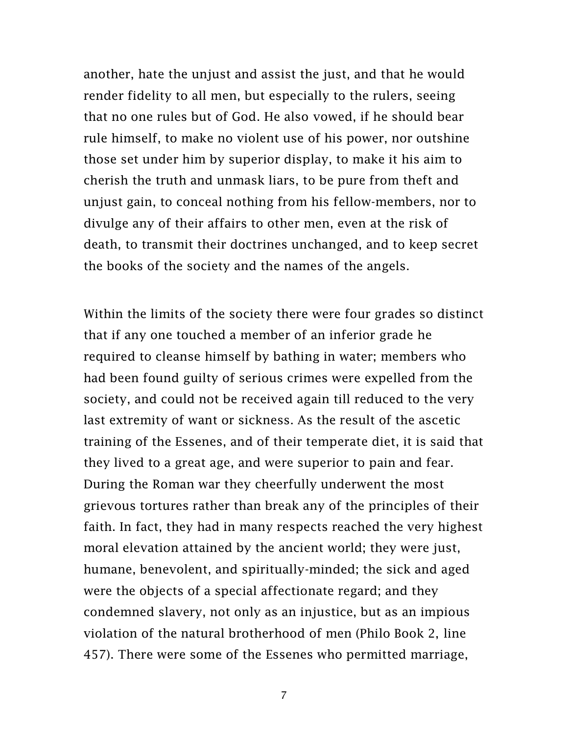another, hate the unjust and assist the just, and that he would render fidelity to all men, but especially to the rulers, seeing that no one rules but of God. He also vowed, if he should bear rule himself, to make no violent use of his power, nor outshine those set under him by superior display, to make it his aim to cherish the truth and unmask liars, to be pure from theft and unjust gain, to conceal nothing from his fellow-members, nor to divulge any of their affairs to other men, even at the risk of death, to transmit their doctrines unchanged, and to keep secret the books of the society and the names of the angels.

Within the limits of the society there were four grades so distinct that if any one touched a member of an inferior grade he required to cleanse himself by bathing in water; members who had been found guilty of serious crimes were expelled from the society, and could not be received again till reduced to the very last extremity of want or sickness. As the result of the ascetic training of the Essenes, and of their temperate diet, it is said that they lived to a great age, and were superior to pain and fear. During the Roman war they cheerfully underwent the most grievous tortures rather than break any of the principles of their faith. In fact, they had in many respects reached the very highest moral elevation attained by the ancient world; they were just, humane, benevolent, and spiritually-minded; the sick and aged were the objects of a special affectionate regard; and they condemned slavery, not only as an injustice, but as an impious violation of the natural brotherhood of men (Philo Book 2, line 457). There were some of the Essenes who permitted marriage,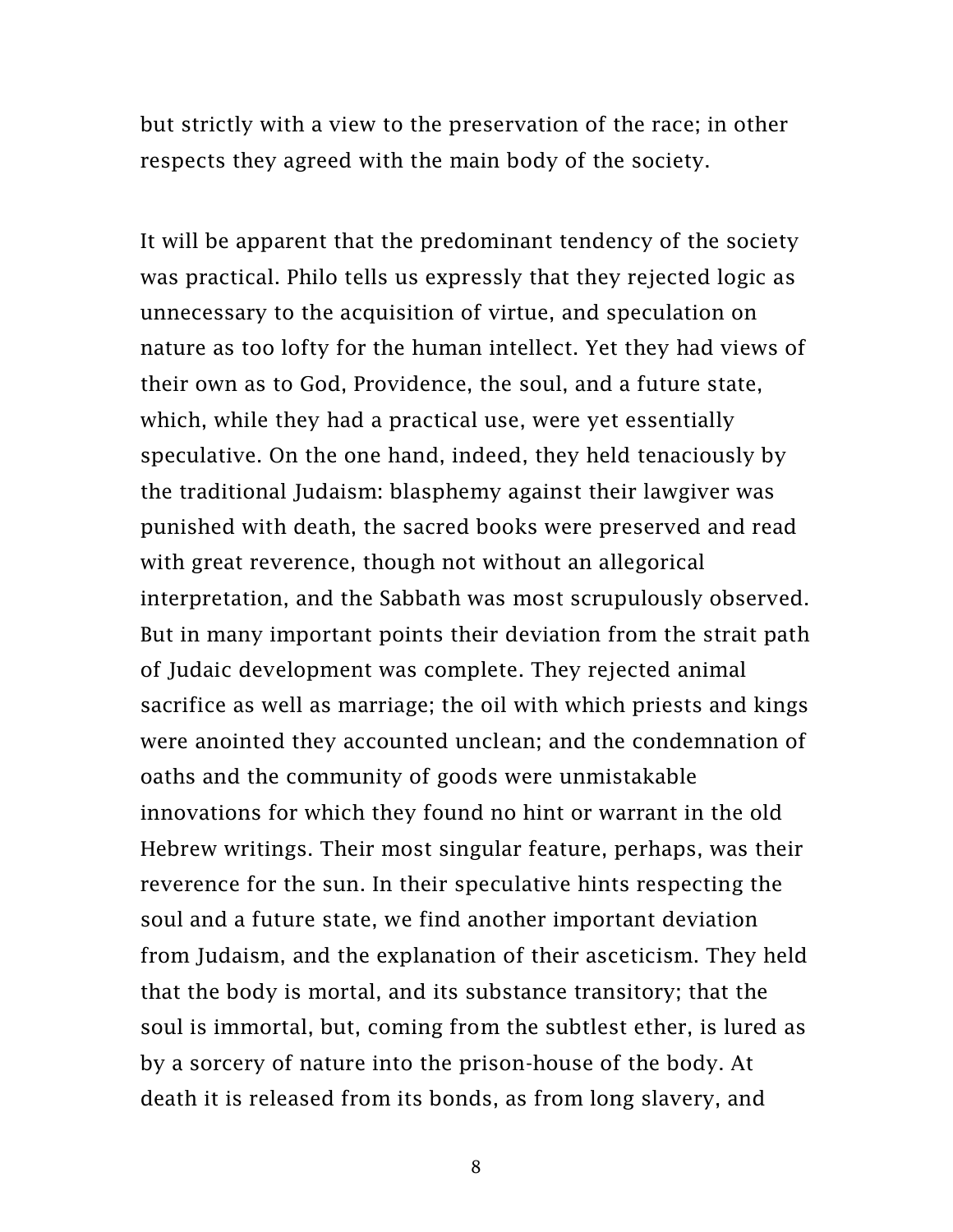but strictly with a view to the preservation of the race; in other respects they agreed with the main body of the society.

It will be apparent that the predominant tendency of the society was practical. Philo tells us expressly that they rejected logic as unnecessary to the acquisition of virtue, and speculation on nature as too lofty for the human intellect. Yet they had views of their own as to God, Providence, the soul, and a future state, which, while they had a practical use, were yet essentially speculative. On the one hand, indeed, they held tenaciously by the traditional Judaism: blasphemy against their lawgiver was punished with death, the sacred books were preserved and read with great reverence, though not without an allegorical interpretation, and the Sabbath was most scrupulously observed. But in many important points their deviation from the strait path of Judaic development was complete. They rejected animal sacrifice as well as marriage; the oil with which priests and kings were anointed they accounted unclean; and the condemnation of oaths and the community of goods were unmistakable innovations for which they found no hint or warrant in the old Hebrew writings. Their most singular feature, perhaps, was their reverence for the sun. In their speculative hints respecting the soul and a future state, we find another important deviation from Judaism, and the explanation of their asceticism. They held that the body is mortal, and its substance transitory; that the soul is immortal, but, coming from the subtlest ether, is lured as by a sorcery of nature into the prison-house of the body. At death it is released from its bonds, as from long slavery, and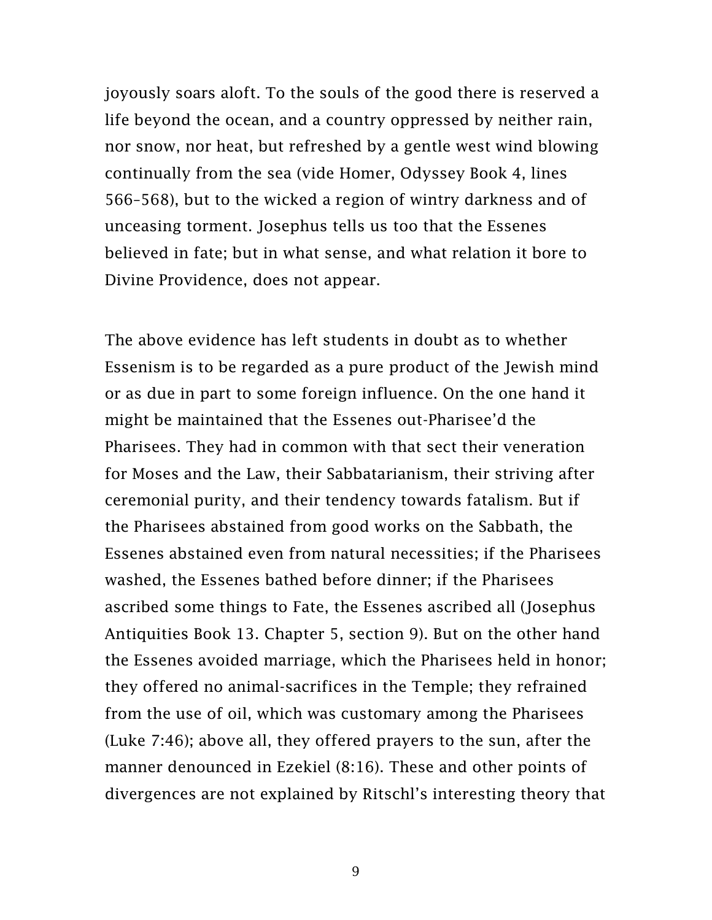joyously soars aloft. To the souls of the good there is reserved a life beyond the ocean, and a country oppressed by neither rain, nor snow, nor heat, but refreshed by a gentle west wind blowing continually from the sea (vide Homer, Odyssey Book 4, lines 566–568), but to the wicked a region of wintry darkness and of unceasing torment. Josephus tells us too that the Essenes believed in fate; but in what sense, and what relation it bore to Divine Providence, does not appear.

The above evidence has left students in doubt as to whether Essenism is to be regarded as a pure product of the Jewish mind or as due in part to some foreign influence. On the one hand it might be maintained that the Essenes out-Pharisee'd the Pharisees. They had in common with that sect their veneration for Moses and the Law, their Sabbatarianism, their striving after ceremonial purity, and their tendency towards fatalism. But if the Pharisees abstained from good works on the Sabbath, the Essenes abstained even from natural necessities; if the Pharisees washed, the Essenes bathed before dinner; if the Pharisees ascribed some things to Fate, the Essenes ascribed all (Josephus Antiquities Book 13. Chapter 5, section 9). But on the other hand the Essenes avoided marriage, which the Pharisees held in honor; they offered no animal-sacrifices in the Temple; they refrained from the use of oil, which was customary among the Pharisees (Luke 7:46); above all, they offered prayers to the sun, after the manner denounced in Ezekiel (8:16). These and other points of divergences are not explained by Ritschl's interesting theory that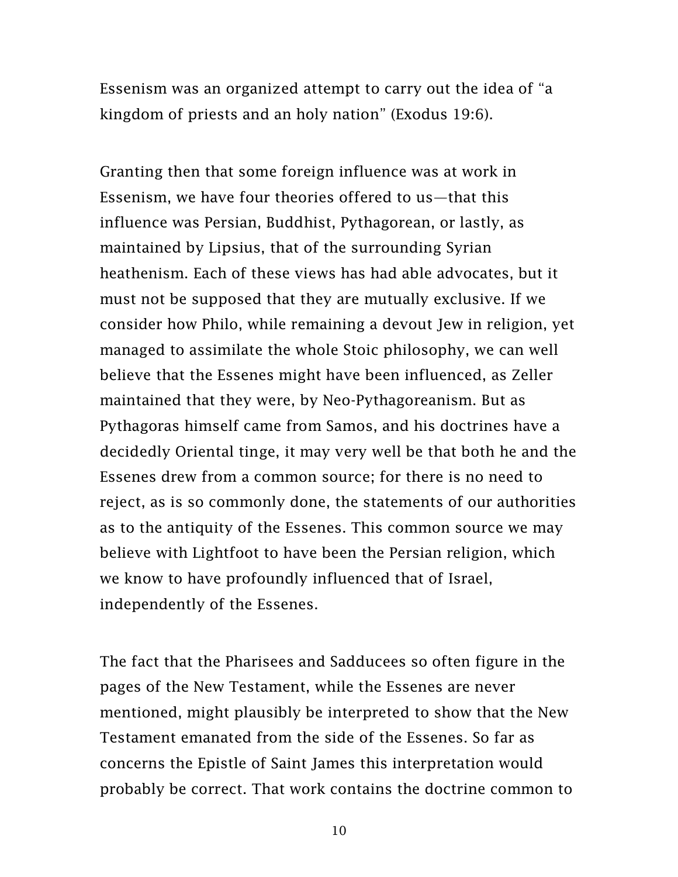Essenism was an organized attempt to carry out the idea of "a kingdom of priests and an holy nation" (Exodus 19:6).

Granting then that some foreign influence was at work in Essenism, we have four theories offered to us—that this influence was Persian, Buddhist, Pythagorean, or lastly, as maintained by Lipsius, that of the surrounding Syrian heathenism. Each of these views has had able advocates, but it must not be supposed that they are mutually exclusive. If we consider how Philo, while remaining a devout Jew in religion, yet managed to assimilate the whole Stoic philosophy, we can well believe that the Essenes might have been influenced, as Zeller maintained that they were, by Neo-Pythagoreanism. But as Pythagoras himself came from Samos, and his doctrines have a decidedly Oriental tinge, it may very well be that both he and the Essenes drew from a common source; for there is no need to reject, as is so commonly done, the statements of our authorities as to the antiquity of the Essenes. This common source we may believe with Lightfoot to have been the Persian religion, which we know to have profoundly influenced that of Israel, independently of the Essenes.

The fact that the Pharisees and Sadducees so often figure in the pages of the New Testament, while the Essenes are never mentioned, might plausibly be interpreted to show that the New Testament emanated from the side of the Essenes. So far as concerns the Epistle of Saint James this interpretation would probably be correct. That work contains the doctrine common to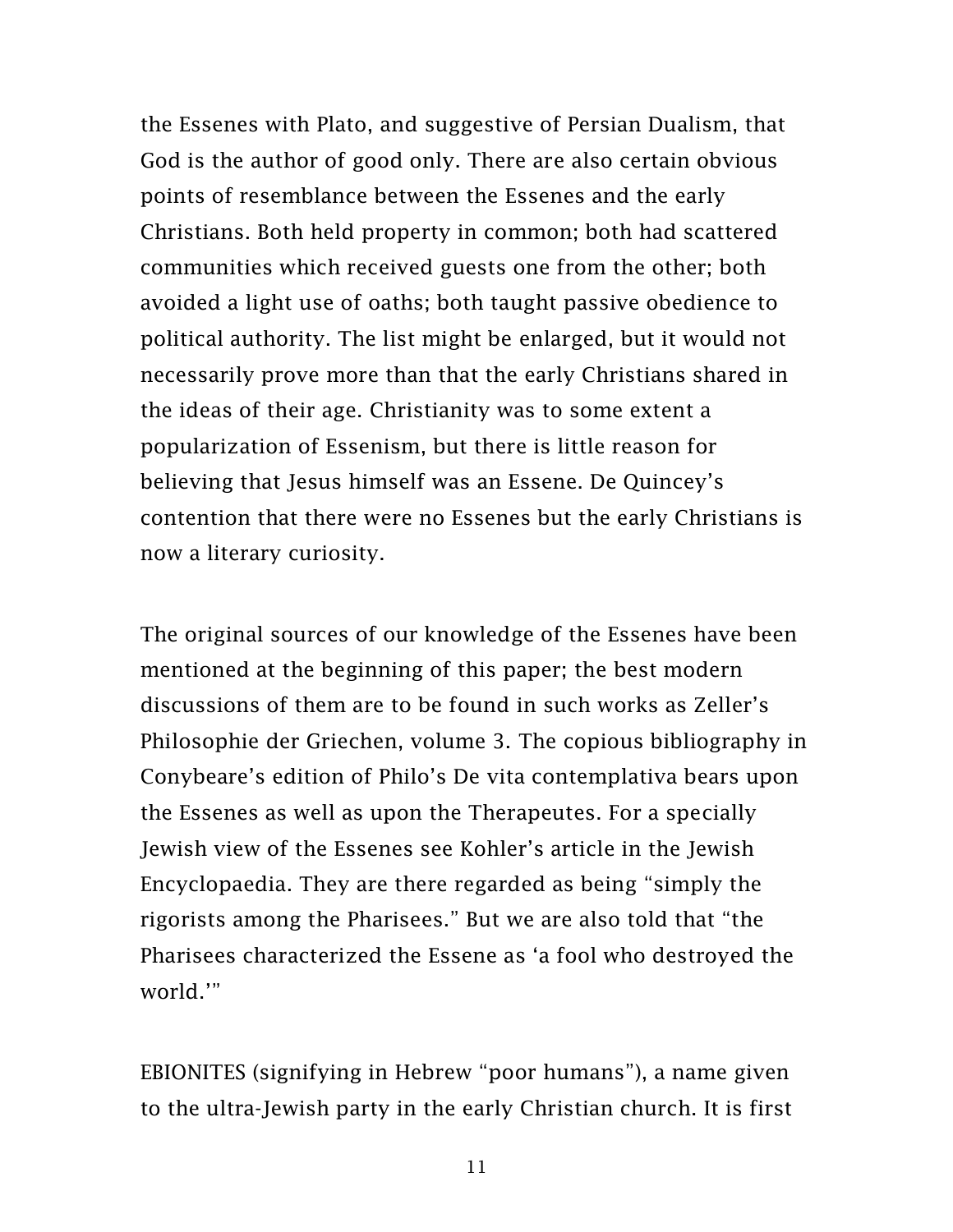the Essenes with Plato, and suggestive of Persian Dualism, that God is the author of good only. There are also certain obvious points of resemblance between the Essenes and the early Christians. Both held property in common; both had scattered communities which received guests one from the other; both avoided a light use of oaths; both taught passive obedience to political authority. The list might be enlarged, but it would not necessarily prove more than that the early Christians shared in the ideas of their age. Christianity was to some extent a popularization of Essenism, but there is little reason for believing that Jesus himself was an Essene. De Quincey's contention that there were no Essenes but the early Christians is now a literary curiosity.

The original sources of our knowledge of the Essenes have been mentioned at the beginning of this paper; the best modern discussions of them are to be found in such works as Zeller's Philosophie der Griechen, volume 3. The copious bibliography in Conybeare's edition of Philo's De vita contemplativa bears upon the Essenes as well as upon the Therapeutes. For a specially Jewish view of the Essenes see Kohler's article in the Jewish Encyclopaedia. They are there regarded as being "simply the rigorists among the Pharisees." But we are also told that "the Pharisees characterized the Essene as 'a fool who destroyed the world.'"

EBIONITES (signifying in Hebrew "poor humans"), a name given to the ultra-Jewish party in the early Christian church. It is first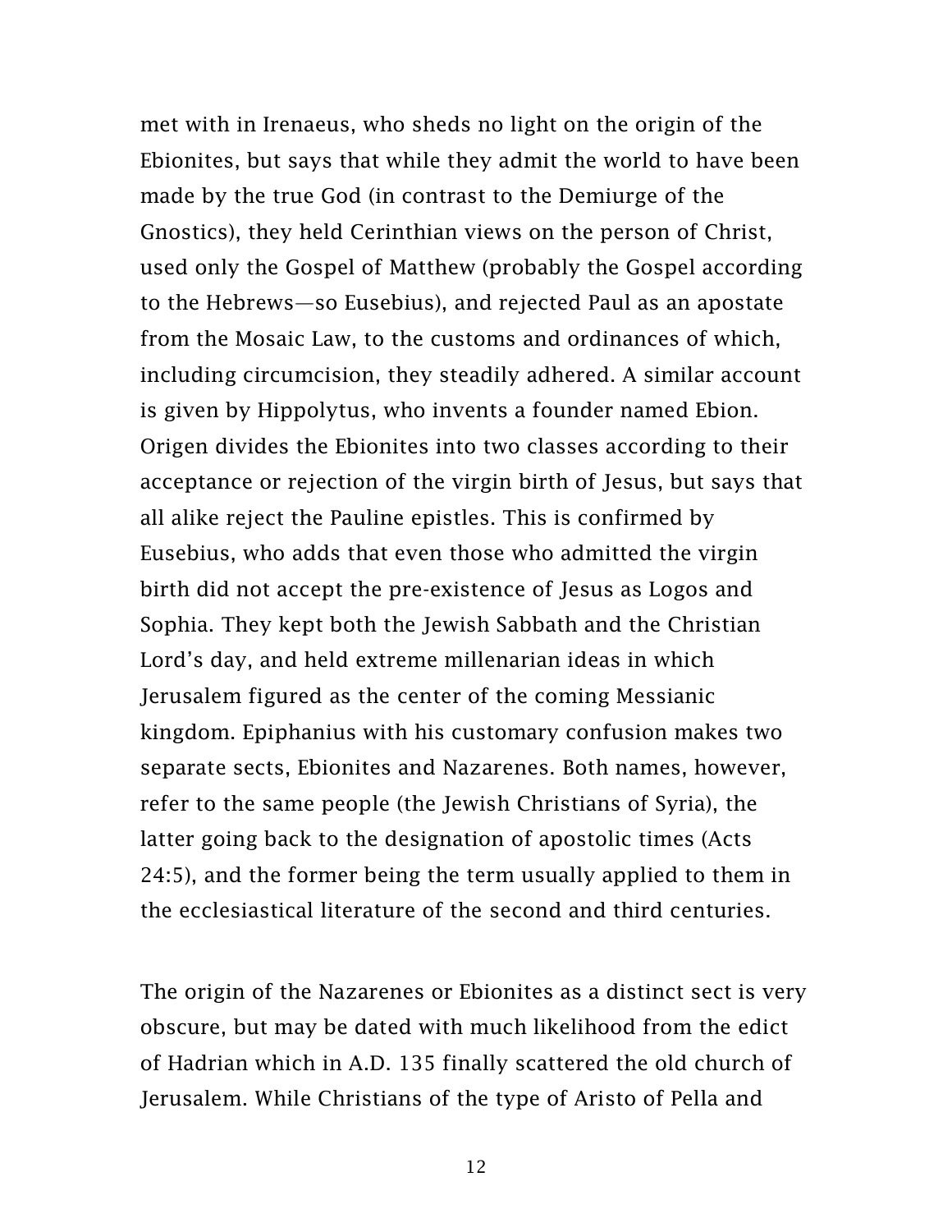met with in Irenaeus, who sheds no light on the origin of the Ebionites, but says that while they admit the world to have been made by the true God (in contrast to the Demiurge of the Gnostics), they held Cerinthian views on the person of Christ, used only the Gospel of Matthew (probably the Gospel according to the Hebrews—so Eusebius), and rejected Paul as an apostate from the Mosaic Law, to the customs and ordinances of which, including circumcision, they steadily adhered. A similar account is given by Hippolytus, who invents a founder named Ebion. Origen divides the Ebionites into two classes according to their acceptance or rejection of the virgin birth of Jesus, but says that all alike reject the Pauline epistles. This is confirmed by Eusebius, who adds that even those who admitted the virgin birth did not accept the pre-existence of Jesus as Logos and Sophia. They kept both the Jewish Sabbath and the Christian Lord's day, and held extreme millenarian ideas in which Jerusalem figured as the center of the coming Messianic kingdom. Epiphanius with his customary confusion makes two separate sects, Ebionites and Nazarenes. Both names, however, refer to the same people (the Jewish Christians of Syria), the latter going back to the designation of apostolic times (Acts 24:5), and the former being the term usually applied to them in the ecclesiastical literature of the second and third centuries.

The origin of the Nazarenes or Ebionites as a distinct sect is very obscure, but may be dated with much likelihood from the edict of Hadrian which in A.D. 135 finally scattered the old church of Jerusalem. While Christians of the type of Aristo of Pella and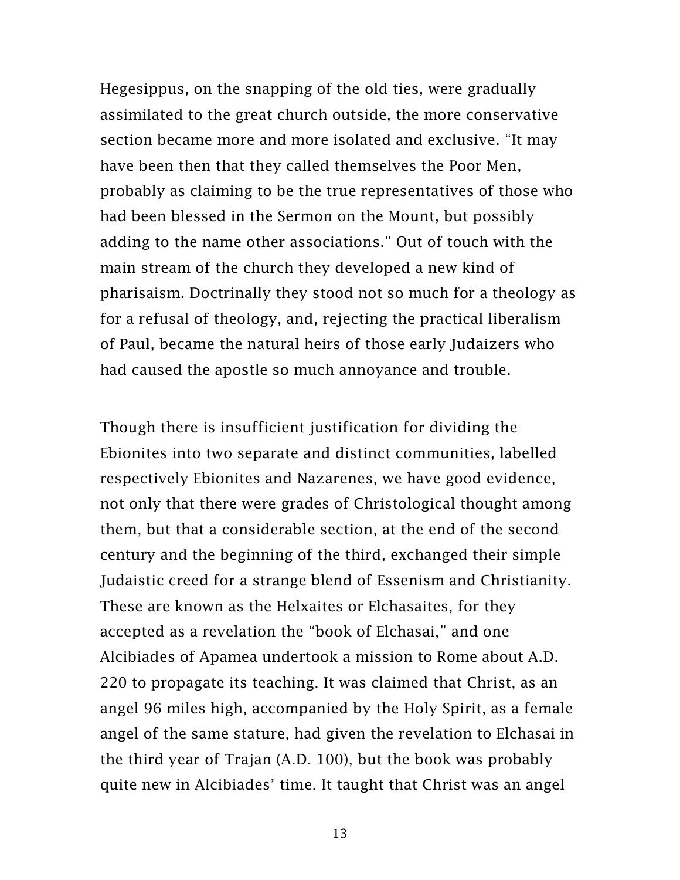Hegesippus, on the snapping of the old ties, were gradually assimilated to the great church outside, the more conservative section became more and more isolated and exclusive. "It may have been then that they called themselves the Poor Men, probably as claiming to be the true representatives of those who had been blessed in the Sermon on the Mount, but possibly adding to the name other associations." Out of touch with the main stream of the church they developed a new kind of pharisaism. Doctrinally they stood not so much for a theology as for a refusal of theology, and, rejecting the practical liberalism of Paul, became the natural heirs of those early Judaizers who had caused the apostle so much annoyance and trouble.

Though there is insufficient justification for dividing the Ebionites into two separate and distinct communities, labelled respectively Ebionites and Nazarenes, we have good evidence, not only that there were grades of Christological thought among them, but that a considerable section, at the end of the second century and the beginning of the third, exchanged their simple Judaistic creed for a strange blend of Essenism and Christianity. These are known as the Helxaites or Elchasaites, for they accepted as a revelation the "book of Elchasai," and one Alcibiades of Apamea undertook a mission to Rome about A.D. 220 to propagate its teaching. It was claimed that Christ, as an angel 96 miles high, accompanied by the Holy Spirit, as a female angel of the same stature, had given the revelation to Elchasai in the third year of Trajan (A.D. 100), but the book was probably quite new in Alcibiades' time. It taught that Christ was an angel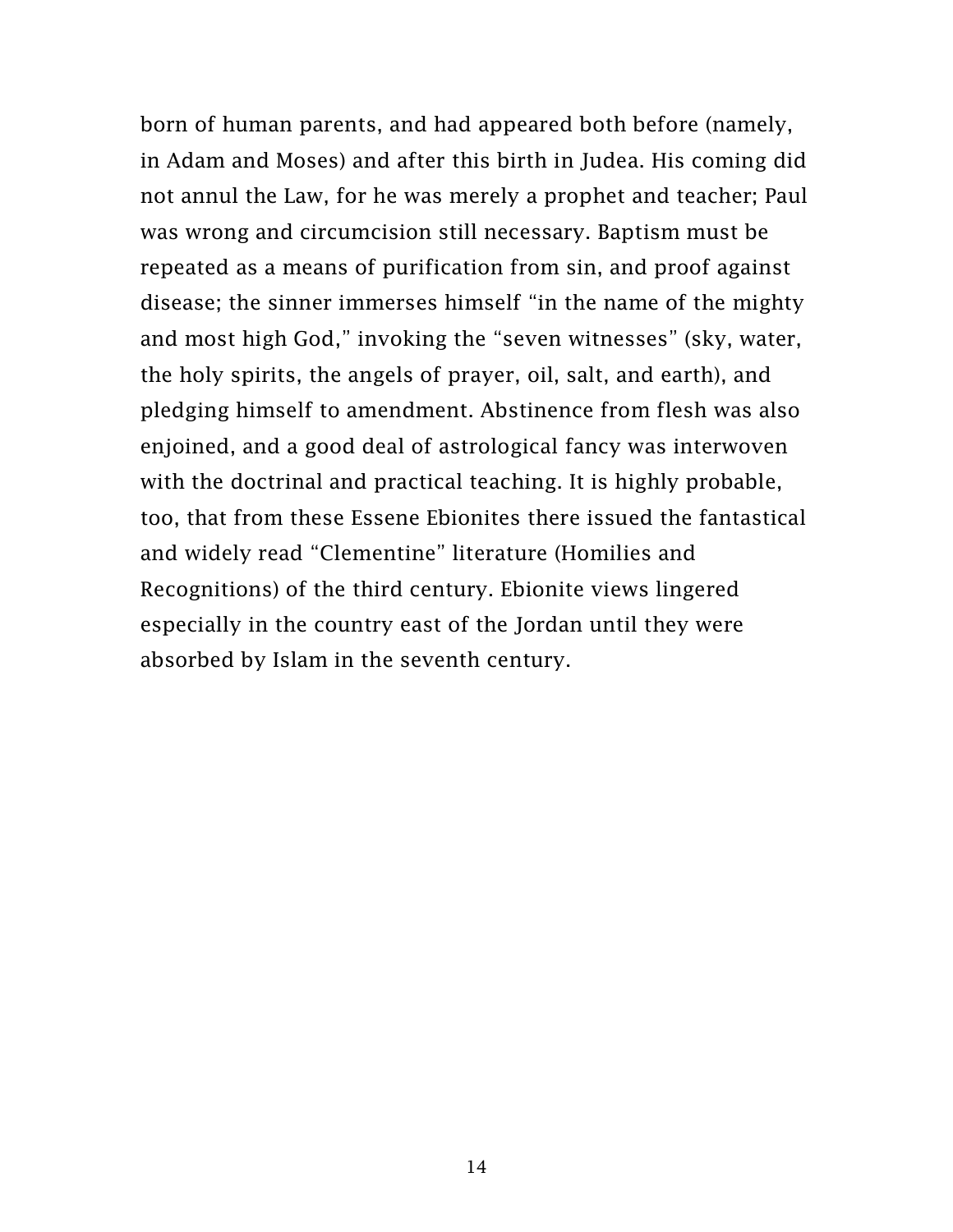born of human parents, and had appeared both before (namely, in Adam and Moses) and after this birth in Judea. His coming did not annul the Law, for he was merely a prophet and teacher; Paul was wrong and circumcision still necessary. Baptism must be repeated as a means of purification from sin, and proof against disease; the sinner immerses himself "in the name of the mighty and most high God," invoking the "seven witnesses" (sky, water, the holy spirits, the angels of prayer, oil, salt, and earth), and pledging himself to amendment. Abstinence from flesh was also enjoined, and a good deal of astrological fancy was interwoven with the doctrinal and practical teaching. It is highly probable, too, that from these Essene Ebionites there issued the fantastical and widely read "Clementine" literature (Homilies and Recognitions) of the third century. Ebionite views lingered especially in the country east of the Jordan until they were absorbed by Islam in the seventh century.